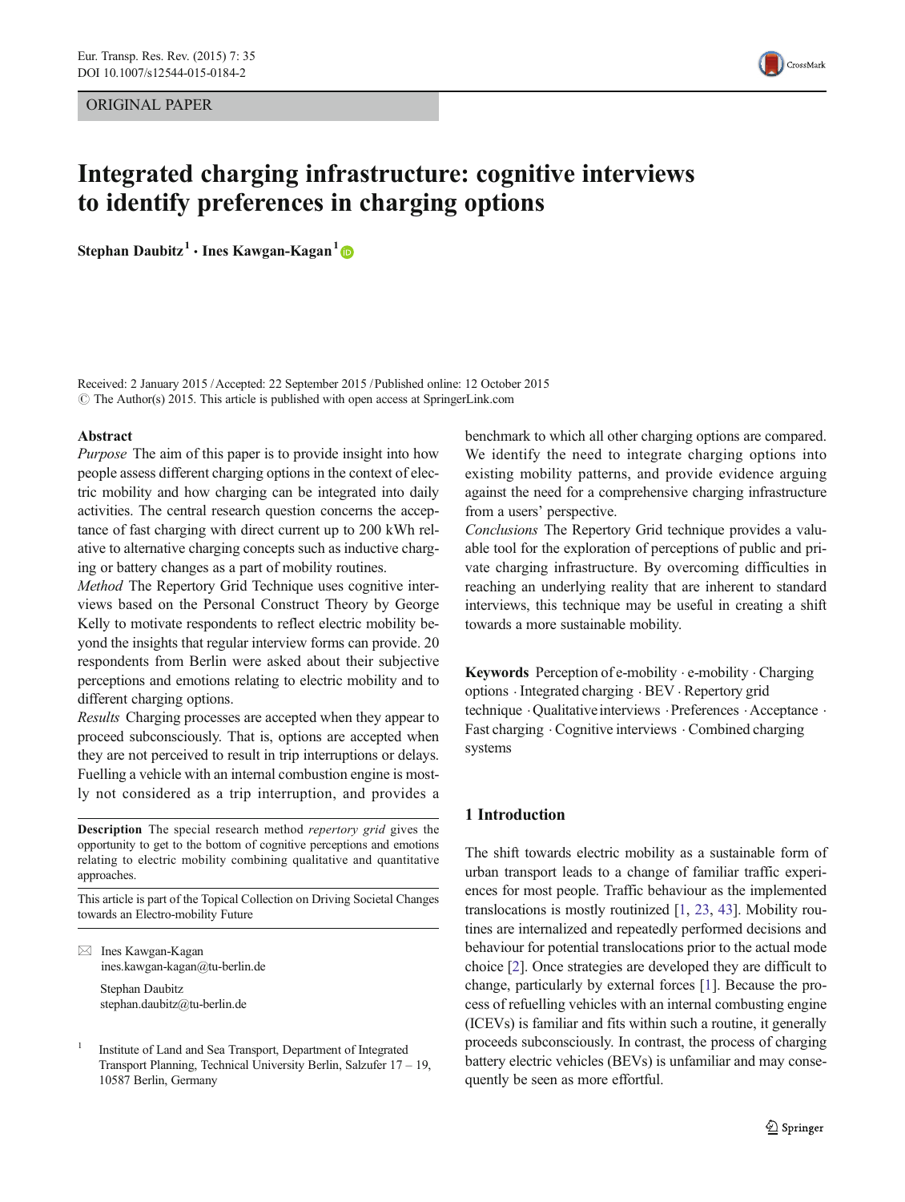ORIGINAL PAPER

# Integrated charging infrastructure: cognitive interviews to identify preferences in charging options

**Stephan Daubitz**[1] **· Ines Kawgan-Kagan**[1]

Received: 2 January 2015 / Accepted: 22 September 2015 / Published online: 12 October 2015
© The Author(s) 2015. This article is published with open access at SpringerLink.com

## Abstract

*Purpose* The aim of this paper is to provide insight into how people assess different charging options in the context of electric mobility and how charging can be integrated into daily activities. The central research question concerns the acceptance of fast charging with direct current up to 200 kWh relative to alternative charging concepts such as inductive charging or battery changes as a part of mobility routines.

*Method* The Repertory Grid Technique uses cognitive interviews based on the Personal Construct Theory by George Kelly to motivate respondents to reflect electric mobility beyond the insights that regular interview forms can provide. 20 respondents from Berlin were asked about their subjective perceptions and emotions relating to electric mobility and to different charging options.

*Results* Charging processes are accepted when they appear to proceed subconsciously. That is, options are accepted when they are not perceived to result in trip interruptions or delays. Fuelling a vehicle with an internal combustion engine is mostly not considered as a trip interruption, and provides a benchmark to which all other charging options are compared. We identify the need to integrate charging options into existing mobility patterns, and provide evidence arguing against the need for a comprehensive charging infrastructure from a users' perspective.

*Conclusions* The Repertory Grid technique provides a valuable tool for the exploration of perceptions of public and private charging infrastructure. By overcoming difficulties in reaching an underlying reality that are inherent to standard interviews, this technique may be useful in creating a shift towards a more sustainable mobility.

**Keywords** Perception of e-mobility · e-mobility · Charging options · Integrated charging · BEV · Repertory grid technique · Qualitative interviews · Preferences · Acceptance · Fast charging · Cognitive interviews · Combined charging systems

**Description** The special research method *repertory grid* gives the opportunity to get to the bottom of cognitive perceptions and emotions relating to electric mobility combining qualitative and quantitative approaches.

This article is part of the Topical Collection on Driving Societal Changes towards an Electro-mobility Future

✉ Ines Kawgan-Kagan
ines.kawgan-kagan@tu-berlin.de

Stephan Daubitz
stephan.daubitz@tu-berlin.de

[1] Institute of Land and Sea Transport, Department of Integrated Transport Planning, Technical University Berlin, Salzufer 17 – 19, 10587 Berlin, Germany

## 1 Introduction

The shift towards electric mobility as a sustainable form of urban transport leads to a change of familiar traffic experiences for most people. Traffic behaviour as the implemented translocations is mostly routinized [1, 23, 43]. Mobility routines are internalized and repeatedly performed decisions and behaviour for potential translocations prior to the actual mode choice [2]. Once strategies are developed they are difficult to change, particularly by external forces [1]. Because the process of refuelling vehicles with an internal combusting engine (ICEVs) is familiar and fits within such a routine, it generally proceeds subconsciously. In contrast, the process of charging battery electric vehicles (BEVs) is unfamiliar and may consequently be seen as more effortful.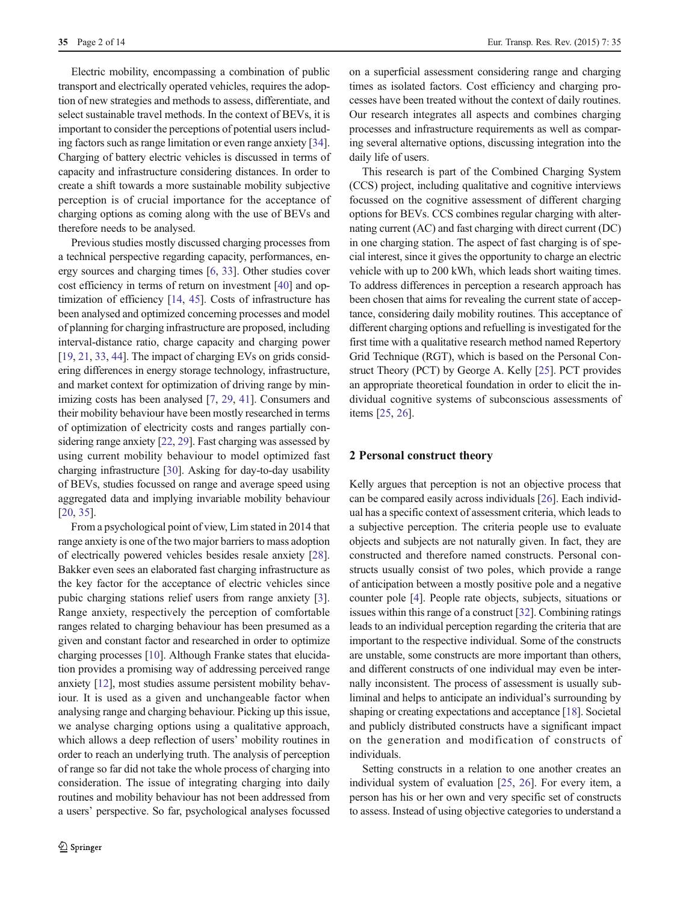Electric mobility, encompassing a combination of public transport and electrically operated vehicles, requires the adoption of new strategies and methods to assess, differentiate, and select sustainable travel methods. In the context of BEVs, it is important to consider the perceptions of potential users including factors such as range limitation or even range anxiety [34]. Charging of battery electric vehicles is discussed in terms of capacity and infrastructure considering distances. In order to create a shift towards a more sustainable mobility subjective perception is of crucial importance for the acceptance of charging options as coming along with the use of BEVs and therefore needs to be analysed.

Previous studies mostly discussed charging processes from a technical perspective regarding capacity, performances, energy sources and charging times [6, 33]. Other studies cover cost efficiency in terms of return on investment [40] and optimization of efficiency [14, 45]. Costs of infrastructure has been analysed and optimized concerning processes and model of planning for charging infrastructure are proposed, including interval-distance ratio, charge capacity and charging power [19, 21, 33, 44]. The impact of charging EVs on grids considering differences in energy storage technology, infrastructure, and market context for optimization of driving range by minimizing costs has been analysed [7, 29, 41]. Consumers and their mobility behaviour have been mostly researched in terms of optimization of electricity costs and ranges partially considering range anxiety [22, 29]. Fast charging was assessed by using current mobility behaviour to model optimized fast charging infrastructure [30]. Asking for day-to-day usability of BEVs, studies focussed on range and average speed using aggregated data and implying invariable mobility behaviour [20, 35].

From a psychological point of view, Lim stated in 2014 that range anxiety is one of the two major barriers to mass adoption of electrically powered vehicles besides resale anxiety [28]. Bakker even sees an elaborated fast charging infrastructure as the key factor for the acceptance of electric vehicles since pubic charging stations relief users from range anxiety [3]. Range anxiety, respectively the perception of comfortable ranges related to charging behaviour has been presumed as a given and constant factor and researched in order to optimize charging processes [10]. Although Franke states that elucidation provides a promising way of addressing perceived range anxiety [12], most studies assume persistent mobility behaviour. It is used as a given and unchangeable factor when analysing range and charging behaviour. Picking up this issue, we analyse charging options using a qualitative approach, which allows a deep reflection of users' mobility routines in order to reach an underlying truth. The analysis of perception of range so far did not take the whole process of charging into consideration. The issue of integrating charging into daily routines and mobility behaviour has not been addressed from a users' perspective. So far, psychological analyses focussed on a superficial assessment considering range and charging times as isolated factors. Cost efficiency and charging processes have been treated without the context of daily routines. Our research integrates all aspects and combines charging processes and infrastructure requirements as well as comparing several alternative options, discussing integration into the daily life of users.

This research is part of the Combined Charging System (CCS) project, including qualitative and cognitive interviews focussed on the cognitive assessment of different charging options for BEVs. CCS combines regular charging with alternating current (AC) and fast charging with direct current (DC) in one charging station. The aspect of fast charging is of special interest, since it gives the opportunity to charge an electric vehicle with up to 200 kWh, which leads short waiting times. To address differences in perception a research approach has been chosen that aims for revealing the current state of acceptance, considering daily mobility routines. This acceptance of different charging options and refuelling is investigated for the first time with a qualitative research method named Repertory Grid Technique (RGT), which is based on the Personal Construct Theory (PCT) by George A. Kelly [25]. PCT provides an appropriate theoretical foundation in order to elicit the individual cognitive systems of subconscious assessments of items [25, 26].

## 2 Personal construct theory

Kelly argues that perception is not an objective process that can be compared easily across individuals [26]. Each individual has a specific context of assessment criteria, which leads to a subjective perception. The criteria people use to evaluate objects and subjects are not naturally given. In fact, they are constructed and therefore named constructs. Personal constructs usually consist of two poles, which provide a range of anticipation between a mostly positive pole and a negative counter pole [4]. People rate objects, subjects, situations or issues within this range of a construct [32]. Combining ratings leads to an individual perception regarding the criteria that are important to the respective individual. Some of the constructs are unstable, some constructs are more important than others, and different constructs of one individual may even be internally inconsistent. The process of assessment is usually subliminal and helps to anticipate an individual's surrounding by shaping or creating expectations and acceptance [18]. Societal and publicly distributed constructs have a significant impact on the generation and modification of constructs of individuals.

Setting constructs in a relation to one another creates an individual system of evaluation [25, 26]. For every item, a person has his or her own and very specific set of constructs to assess. Instead of using objective categories to understand a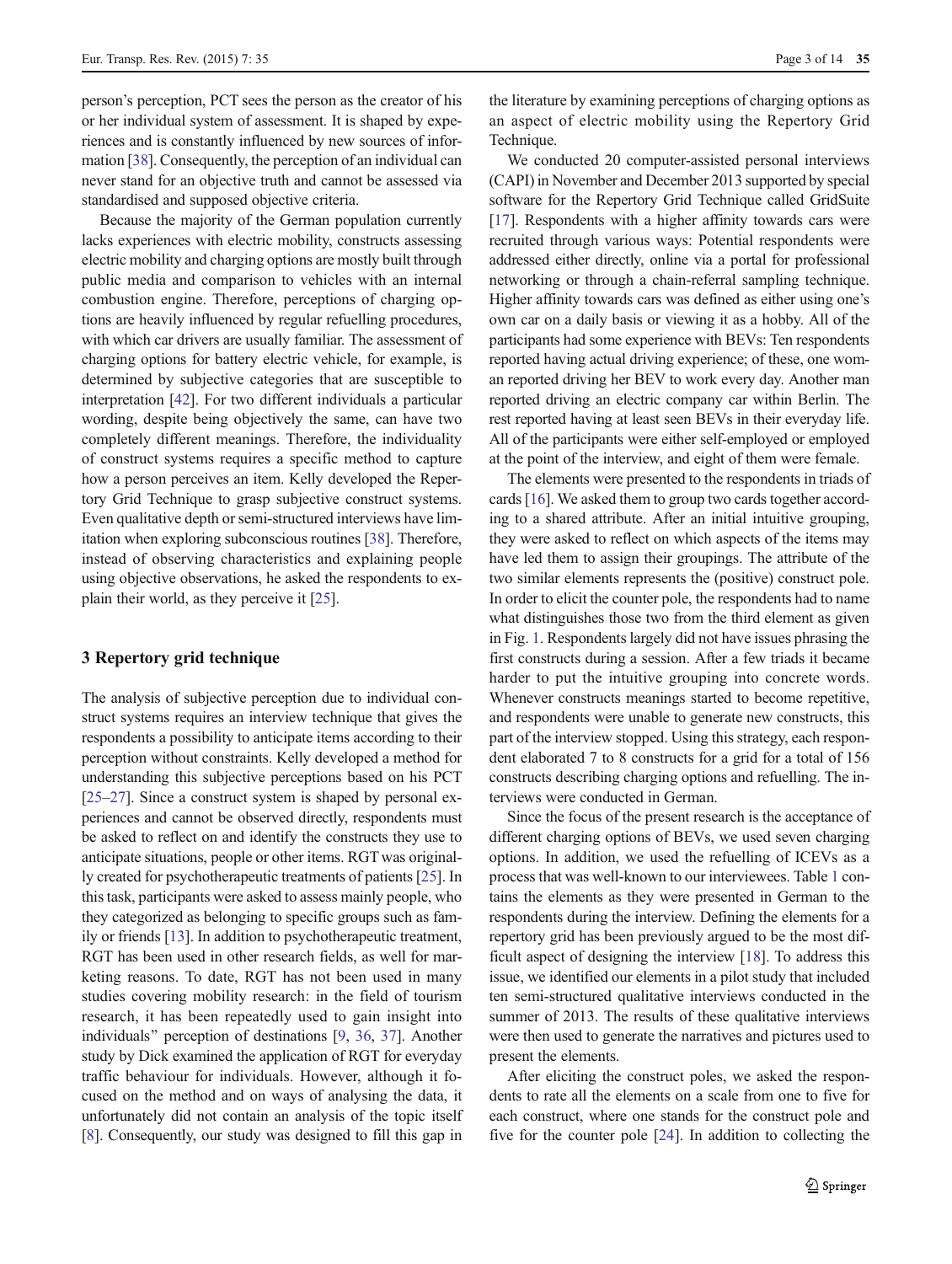person's perception, PCT sees the person as the creator of his or her individual system of assessment. It is shaped by experiences and is constantly influenced by new sources of information [38]. Consequently, the perception of an individual can never stand for an objective truth and cannot be assessed via standardised and supposed objective criteria.

Because the majority of the German population currently lacks experiences with electric mobility, constructs assessing electric mobility and charging options are mostly built through public media and comparison to vehicles with an internal combustion engine. Therefore, perceptions of charging options are heavily influenced by regular refuelling procedures, with which car drivers are usually familiar. The assessment of charging options for battery electric vehicle, for example, is determined by subjective categories that are susceptible to interpretation [42]. For two different individuals a particular wording, despite being objectively the same, can have two completely different meanings. Therefore, the individuality of construct systems requires a specific method to capture how a person perceives an item. Kelly developed the Repertory Grid Technique to grasp subjective construct systems. Even qualitative depth or semi-structured interviews have limitation when exploring subconscious routines [38]. Therefore, instead of observing characteristics and explaining people using objective observations, he asked the respondents to explain their world, as they perceive it [25].

## 3 Repertory grid technique

The analysis of subjective perception due to individual construct systems requires an interview technique that gives the respondents a possibility to anticipate items according to their perception without constraints. Kelly developed a method for understanding this subjective perceptions based on his PCT [25–27]. Since a construct system is shaped by personal experiences and cannot be observed directly, respondents must be asked to reflect on and identify the constructs they use to anticipate situations, people or other items. RGT was originally created for psychotherapeutic treatments of patients [25]. In this task, participants were asked to assess mainly people, who they categorized as belonging to specific groups such as family or friends [13]. In addition to psychotherapeutic treatment, RGT has been used in other research fields, as well for marketing reasons. To date, RGT has not been used in many studies covering mobility research: in the field of tourism research, it has been repeatedly used to gain insight into individuals" perception of destinations [9, 36, 37]. Another study by Dick examined the application of RGT for everyday traffic behaviour for individuals. However, although it focused on the method and on ways of analysing the data, it unfortunately did not contain an analysis of the topic itself [8]. Consequently, our study was designed to fill this gap in the literature by examining perceptions of charging options as an aspect of electric mobility using the Repertory Grid Technique.

We conducted 20 computer-assisted personal interviews (CAPI) in November and December 2013 supported by special software for the Repertory Grid Technique called GridSuite [17]. Respondents with a higher affinity towards cars were recruited through various ways: Potential respondents were addressed either directly, online via a portal for professional networking or through a chain-referral sampling technique. Higher affinity towards cars was defined as either using one's own car on a daily basis or viewing it as a hobby. All of the participants had some experience with BEVs: Ten respondents reported having actual driving experience; of these, one woman reported driving her BEV to work every day. Another man reported driving an electric company car within Berlin. The rest reported having at least seen BEVs in their everyday life. All of the participants were either self-employed or employed at the point of the interview, and eight of them were female.

The elements were presented to the respondents in triads of cards [16]. We asked them to group two cards together according to a shared attribute. After an initial intuitive grouping, they were asked to reflect on which aspects of the items may have led them to assign their groupings. The attribute of the two similar elements represents the (positive) construct pole. In order to elicit the counter pole, the respondents had to name what distinguishes those two from the third element as given in Fig. 1. Respondents largely did not have issues phrasing the first constructs during a session. After a few triads it became harder to put the intuitive grouping into concrete words. Whenever constructs meanings started to become repetitive, and respondents were unable to generate new constructs, this part of the interview stopped. Using this strategy, each respondent elaborated 7 to 8 constructs for a grid for a total of 156 constructs describing charging options and refuelling. The interviews were conducted in German.

Since the focus of the present research is the acceptance of different charging options of BEVs, we used seven charging options. In addition, we used the refuelling of ICEVs as a process that was well-known to our interviewees. Table 1 contains the elements as they were presented in German to the respondents during the interview. Defining the elements for a repertory grid has been previously argued to be the most difficult aspect of designing the interview [18]. To address this issue, we identified our elements in a pilot study that included ten semi-structured qualitative interviews conducted in the summer of 2013. The results of these qualitative interviews were then used to generate the narratives and pictures used to present the elements.

After eliciting the construct poles, we asked the respondents to rate all the elements on a scale from one to five for each construct, where one stands for the construct pole and five for the counter pole [24]. In addition to collecting the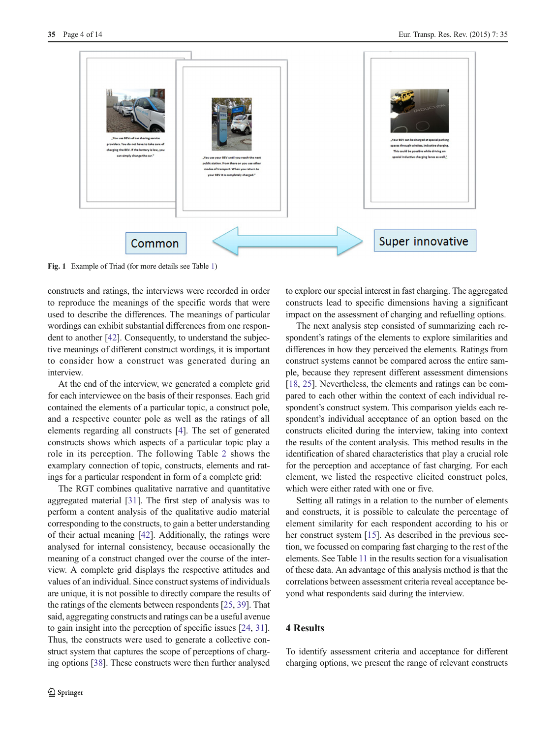Fig. 1 Example of Triad (for more details see Table 1)

constructs and ratings, the interviews were recorded in order to reproduce the meanings of the specific words that were used to describe the differences. The meanings of particular wordings can exhibit substantial differences from one respondent to another [42]. Consequently, to understand the subjective meanings of different construct wordings, it is important to consider how a construct was generated during an interview.

At the end of the interview, we generated a complete grid for each interviewee on the basis of their responses. Each grid contained the elements of a particular topic, a construct pole, and a respective counter pole as well as the ratings of all elements regarding all constructs [4]. The set of generated constructs shows which aspects of a particular topic play a role in its perception. The following Table 2 shows the examplary connection of topic, constructs, elements and ratings for a particular respondent in form of a complete grid:

The RGT combines qualitative narrative and quantitative aggregated material [31]. The first step of analysis was to perform a content analysis of the qualitative audio material corresponding to the constructs, to gain a better understanding of their actual meaning [42]. Additionally, the ratings were analysed for internal consistency, because occasionally the meaning of a construct changed over the course of the interview. A complete grid displays the respective attitudes and values of an individual. Since construct systems of individuals are unique, it is not possible to directly compare the results of the ratings of the elements between respondents [25, 39]. That said, aggregating constructs and ratings can be a useful avenue to gain insight into the perception of specific issues [24, 31]. Thus, the constructs were used to generate a collective construct system that captures the scope of perceptions of charging options [38]. These constructs were then further analysed to explore our special interest in fast charging. The aggregated constructs lead to specific dimensions having a significant impact on the assessment of charging and refuelling options.

The next analysis step consisted of summarizing each respondent's ratings of the elements to explore similarities and differences in how they perceived the elements. Ratings from construct systems cannot be compared across the entire sample, because they represent different assessment dimensions [18, 25]. Nevertheless, the elements and ratings can be compared to each other within the context of each individual respondent's construct system. This comparison yields each respondent's individual acceptance of an option based on the constructs elicited during the interview, taking into context the results of the content analysis. This method results in the identification of shared characteristics that play a crucial role for the perception and acceptance of fast charging. For each element, we listed the respective elicited construct poles, which were either rated with one or five.

Setting all ratings in a relation to the number of elements and constructs, it is possible to calculate the percentage of element similarity for each respondent according to his or her construct system [15]. As described in the previous section, we focussed on comparing fast charging to the rest of the elements. See Table 11 in the results section for a visualisation of these data. An advantage of this analysis method is that the correlations between assessment criteria reveal acceptance beyond what respondents said during the interview.

## 4 Results

To identify assessment criteria and acceptance for different charging options, we present the range of relevant constructs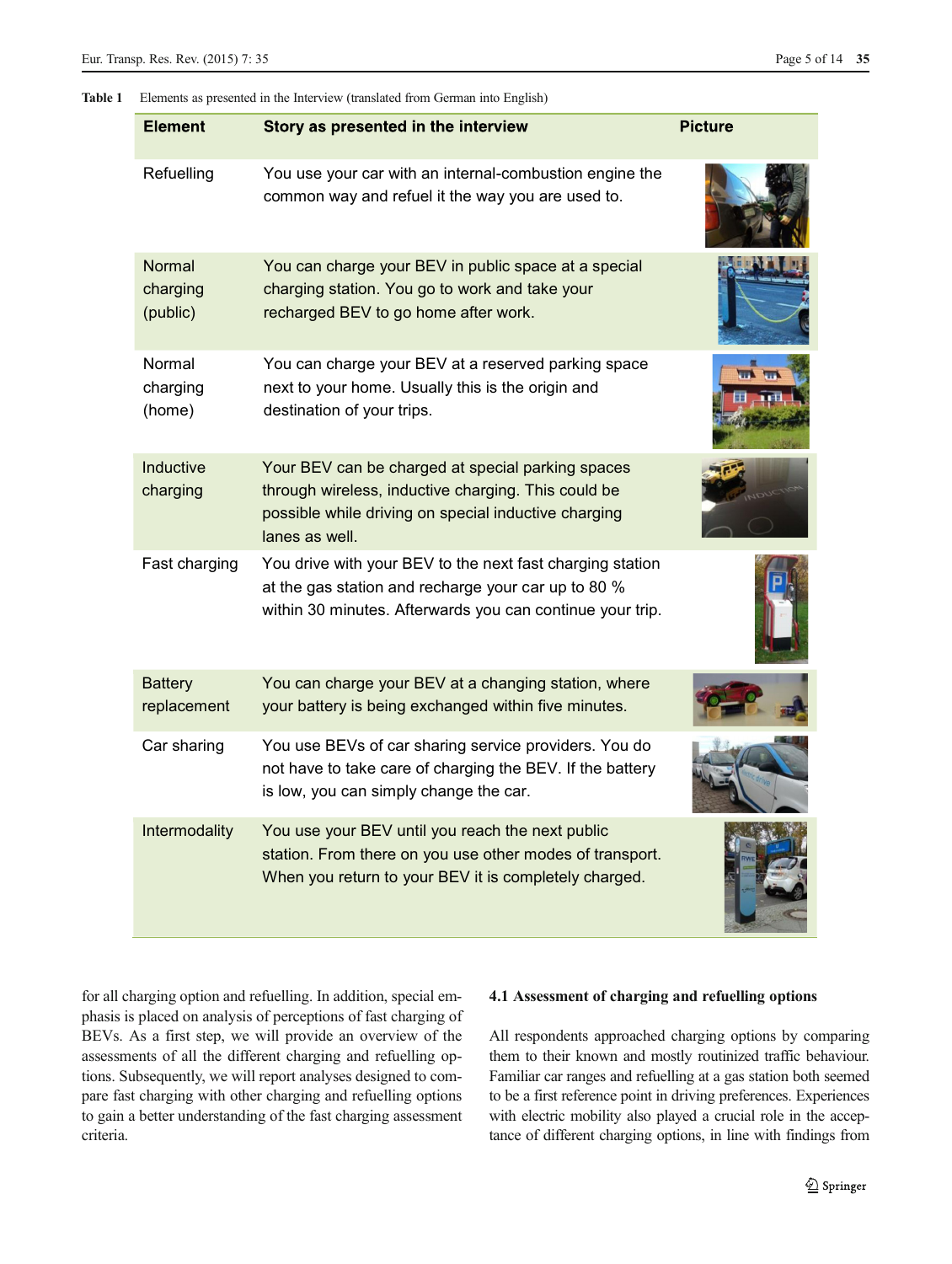**Table 1** Elements as presented in the Interview (translated from German into English)

| Element | Story as presented in the interview | Picture |
| --- | --- | --- |
| Refuelling | You use your car with an internal-combustion engine the common way and refuel it the way you are used to. | |
| Normal charging (public) | You can charge your BEV in public space at a special charging station. You go to work and take your recharged BEV to go home after work. | |
| Normal charging (home) | You can charge your BEV at a reserved parking space next to your home. Usually this is the origin and destination of your trips. | |
| Inductive charging | Your BEV can be charged at special parking spaces through wireless, inductive charging. This could be possible while driving on special inductive charging lanes as well. | |
| Fast charging | You drive with your BEV to the next fast charging station at the gas station and recharge your car up to 80 % within 30 minutes. Afterwards you can continue your trip. | |
| Battery replacement | You can charge your BEV at a changing station, where your battery is being exchanged within five minutes. | |
| Car sharing | You use BEVs of car sharing service providers. You do not have to take care of charging the BEV. If the battery is low, you can simply change the car. | |
| Intermodality | You use your BEV until you reach the next public station. From there on you use other modes of transport. When you return to your BEV it is completely charged. | |

for all charging option and refuelling. In addition, special emphasis is placed on analysis of perceptions of fast charging of BEVs. As a first step, we will provide an overview of the assessments of all the different charging and refuelling options. Subsequently, we will report analyses designed to compare fast charging with other charging and refuelling options to gain a better understanding of the fast charging assessment criteria.

### 4.1 Assessment of charging and refuelling options

All respondents approached charging options by comparing them to their known and mostly routinized traffic behaviour. Familiar car ranges and refuelling at a gas station both seemed to be a first reference point in driving preferences. Experiences with electric mobility also played a crucial role in the acceptance of different charging options, in line with findings from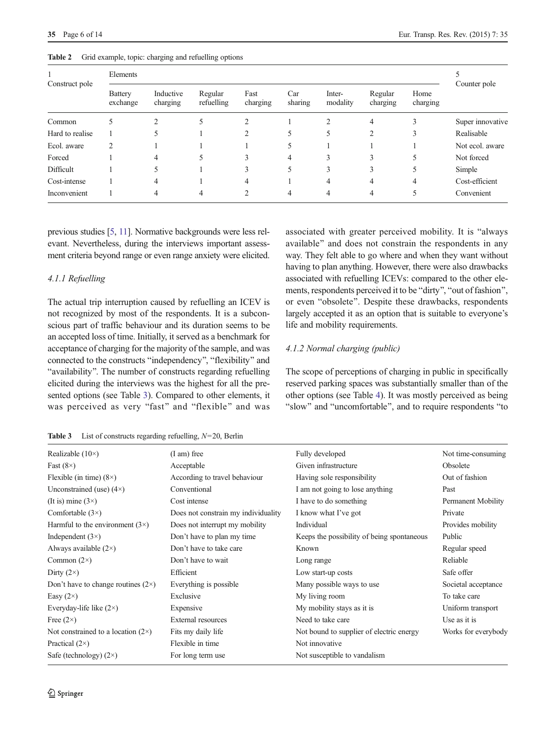**Table 2** Grid example, topic: charging and refuelling options

| 1<br>Construct pole | Elements | | | | | | | | 5<br>Counter pole |
|---|---|---|---|---|---|---|---|---|---|
| | Battery exchange | Inductive charging | Regular refuelling | Fast charging | Car sharing | Inter-modality | Regular charging | Home charging | |
| Common | 5 | 2 | 5 | 2 | 1 | 2 | 4 | 3 | Super innovative |
| Hard to realise | 1 | 5 | 1 | 2 | 5 | 5 | 2 | 3 | Realisable |
| Ecol. aware | 2 | 1 | 1 | 1 | 5 | 1 | 1 | 1 | Not ecol. aware |
| Forced | 1 | 4 | 5 | 3 | 4 | 3 | 3 | 5 | Not forced |
| Difficult | 1 | 5 | 1 | 3 | 5 | 3 | 3 | 5 | Simple |
| Cost-intense | 1 | 4 | 1 | 4 | 1 | 4 | 4 | 4 | Cost-efficient |
| Inconvenient | 1 | 4 | 4 | 2 | 4 | 4 | 4 | 5 | Convenient |

previous studies [5, 11]. Normative backgrounds were less relevant. Nevertheless, during the interviews important assessment criteria beyond range or even range anxiety were elicited.

#### 4.1.1 Refuelling

The actual trip interruption caused by refuelling an ICEV is not recognized by most of the respondents. It is a subconscious part of traffic behaviour and its duration seems to be an accepted loss of time. Initially, it served as a benchmark for acceptance of charging for the majority of the sample, and was connected to the constructs "independency", "flexibility" and "availability". The number of constructs regarding refuelling elicited during the interviews was the highest for all the presented options (see Table 3). Compared to other elements, it was perceived as very "fast" and "flexible" and was associated with greater perceived mobility. It is "always available" and does not constrain the respondents in any way. They felt able to go where and when they want without having to plan anything. However, there were also drawbacks associated with refuelling ICEVs: compared to the other elements, respondents perceived it to be "dirty", "out of fashion", or even "obsolete". Despite these drawbacks, respondents largely accepted it as an option that is suitable to everyone's life and mobility requirements.

#### 4.1.2 Normal charging (public)

The scope of perceptions of charging in public in specifically reserved parking spaces was substantially smaller than of the other options (see Table 4). It was mostly perceived as being "slow" and "uncomfortable", and to require respondents "to

**Table 3** List of constructs regarding refuelling, $N=20$, Berlin

| | | | |
|---|---|---|---|
| Realizable (10×) | (I am) free | Fully developed | Not time-consuming |
| Fast (8×) | Acceptable | Given infrastructure | Obsolete |
| Flexible (in time) (8×) | According to travel behaviour | Having sole responsibility | Out of fashion |
| Unconstrained (use) (4×) | Conventional | I am not going to lose anything | Past |
| (It is) mine (3×) | Cost intense | I have to do something | Permanent Mobility |
| Comfortable (3×) | Does not constrain my individuality | I know what I've got | Private |
| Harmful to the environment (3×) | Does not interrupt my mobility | Individual | Provides mobility |
| Independent (3×) | Don't have to plan my time | Keeps the possibility of being spontaneous | Public |
| Always available (2×) | Don't have to take care | Known | Regular speed |
| Common (2×) | Don't have to wait | Long range | Reliable |
| Dirty (2×) | Efficient | Low start-up costs | Safe offer |
| Don't have to change routines (2×) | Everything is possible | Many possible ways to use | Societal acceptance |
| Easy (2×) | Exclusive | My living room | To take care |
| Everyday-life like (2×) | Expensive | My mobility stays as it is | Uniform transport |
| Free (2×) | External resources | Need to take care | Use as it is |
| Not constrained to a location (2×) | Fits my daily life | Not bound to supplier of electric energy | Works for everybody |
| Practical (2×) | Flexible in time | Not innovative | |
| Safe (technology) (2×) | For long term use | Not susceptible to vandalism | |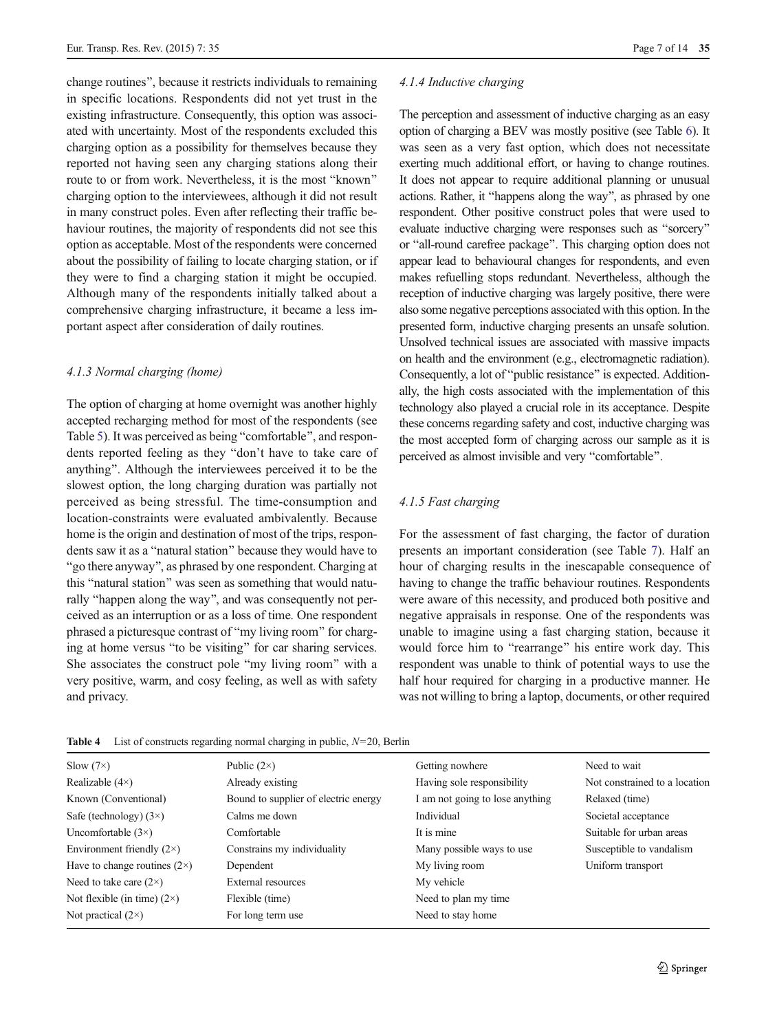change routines", because it restricts individuals to remaining in specific locations. Respondents did not yet trust in the existing infrastructure. Consequently, this option was associated with uncertainty. Most of the respondents excluded this charging option as a possibility for themselves because they reported not having seen any charging stations along their route to or from work. Nevertheless, it is the most "known" charging option to the interviewees, although it did not result in many construct poles. Even after reflecting their traffic behaviour routines, the majority of respondents did not see this option as acceptable. Most of the respondents were concerned about the possibility of failing to locate charging station, or if they were to find a charging station it might be occupied. Although many of the respondents initially talked about a comprehensive charging infrastructure, it became a less important aspect after consideration of daily routines.

#### 4.1.3 Normal charging (home)

The option of charging at home overnight was another highly accepted recharging method for most of the respondents (see Table 5). It was perceived as being "comfortable", and respondents reported feeling as they "don't have to take care of anything". Although the interviewees perceived it to be the slowest option, the long charging duration was partially not perceived as being stressful. The time-consumption and location-constraints were evaluated ambivalently. Because home is the origin and destination of most of the trips, respondents saw it as a "natural station" because they would have to "go there anyway", as phrased by one respondent. Charging at this "natural station" was seen as something that would naturally "happen along the way", and was consequently not perceived as an interruption or as a loss of time. One respondent phrased a picturesque contrast of "my living room" for charging at home versus "to be visiting" for car sharing services. She associates the construct pole "my living room" with a very positive, warm, and cosy feeling, as well as with safety and privacy.

#### 4.1.4 Inductive charging

The perception and assessment of inductive charging as an easy option of charging a BEV was mostly positive (see Table 6). It was seen as a very fast option, which does not necessitate exerting much additional effort, or having to change routines. It does not appear to require additional planning or unusual actions. Rather, it "happens along the way", as phrased by one respondent. Other positive construct poles that were used to evaluate inductive charging were responses such as "sorcery" or "all-round carefree package". This charging option does not appear lead to behavioural changes for respondents, and even makes refuelling stops redundant. Nevertheless, although the reception of inductive charging was largely positive, there were also some negative perceptions associated with this option. In the presented form, inductive charging presents an unsafe solution. Unsolved technical issues are associated with massive impacts on health and the environment (e.g., electromagnetic radiation). Consequently, a lot of "public resistance" is expected. Additionally, the high costs associated with the implementation of this technology also played a crucial role in its acceptance. Despite these concerns regarding safety and cost, inductive charging was the most accepted form of charging across our sample as it is perceived as almost invisible and very "comfortable".

#### 4.1.5 Fast charging

For the assessment of fast charging, the factor of duration presents an important consideration (see Table 7). Half an hour of charging results in the inescapable consequence of having to change the traffic behaviour routines. Respondents were aware of this necessity, and produced both positive and negative appraisals in response. One of the respondents was unable to imagine using a fast charging station, because it would force him to "rearrange" his entire work day. This respondent was unable to think of potential ways to use the half hour required for charging in a productive manner. He was not willing to bring a laptop, documents, or other required

**Table 4** List of constructs regarding normal charging in public, $N=20$, Berlin

| | | | |
|---|---|---|---|
| Slow (7×) | Public (2×) | Getting nowhere | Need to wait |
| Realizable (4×) | Already existing | Having sole responsibility | Not constrained to a location |
| Known (Conventional) | Bound to supplier of electric energy | I am not going to lose anything | Relaxed (time) |
| Safe (technology) (3×) | Calms me down | Individual | Societal acceptance |
| Uncomfortable (3×) | Comfortable | It is mine | Suitable for urban areas |
| Environment friendly (2×) | Constrains my individuality | Many possible ways to use | Susceptible to vandalism |
| Have to change routines (2×) | Dependent | My living room | Uniform transport |
| Need to take care (2×) | External resources | My vehicle | |
| Not flexible (in time) (2×) | Flexible (time) | Need to plan my time | |
| Not practical (2×) | For long term use | Need to stay home | |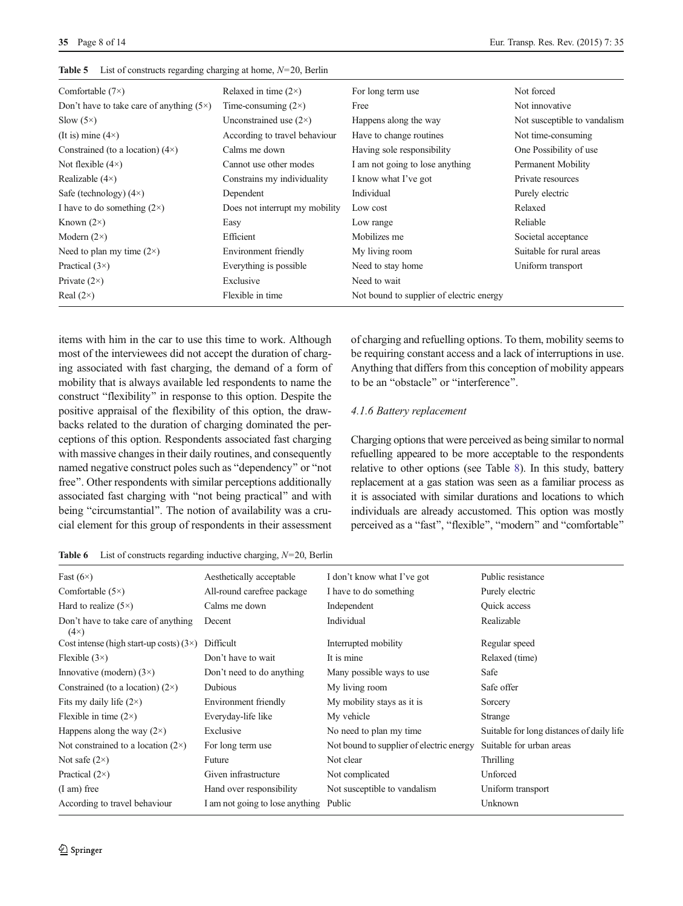**Table 5** List of constructs regarding charging at home, $N=20$, Berlin

| | | | |
|---|---|---|---|
| Comfortable (7×) | Relaxed in time (2×) | For long term use | Not forced |
| Don't have to take care of anything (5×) | Time-consuming (2×) | Free | Not innovative |
| Slow (5×) | Unconstrained use (2×) | Happens along the way | Not susceptible to vandalism |
| (It is) mine (4×) | According to travel behaviour | Have to change routines | Not time-consuming |
| Constrained (to a location) (4×) | Calms me down | Having sole responsibility | One Possibility of use |
| Not flexible (4×) | Cannot use other modes | I am not going to lose anything | Permanent Mobility |
| Realizable (4×) | Constrains my individuality | I know what I've got | Private resources |
| Safe (technology) (4×) | Dependent | Individual | Purely electric |
| I have to do something (2×) | Does not interrupt my mobility | Low cost | Relaxed |
| Known (2×) | Easy | Low range | Reliable |
| Modern (2×) | Efficient | Mobilizes me | Societal acceptance |
| Need to plan my time (2×) | Environment friendly | My living room | Suitable for rural areas |
| Practical (3×) | Everything is possible | Need to stay home | Uniform transport |
| Private (2×) | Exclusive | Need to wait | |
| Real (2×) | Flexible in time | Not bound to supplier of electric energy | |

items with him in the car to use this time to work. Although most of the interviewees did not accept the duration of charging associated with fast charging, the demand of a form of mobility that is always available led respondents to name the construct "flexibility" in response to this option. Despite the positive appraisal of the flexibility of this option, the drawbacks related to the duration of charging dominated the perceptions of this option. Respondents associated fast charging with massive changes in their daily routines, and consequently named negative construct poles such as "dependency" or "not free". Other respondents with similar perceptions additionally associated fast charging with "not being practical" and with being "circumstantial". The notion of availability was a crucial element for this group of respondents in their assessment of charging and refuelling options. To them, mobility seems to be requiring constant access and a lack of interruptions in use. Anything that differs from this conception of mobility appears to be an "obstacle" or "interference".

#### *4.1.6 Battery replacement*

Charging options that were perceived as being similar to normal refuelling appeared to be more acceptable to the respondents relative to other options (see Table 8). In this study, battery replacement at a gas station was seen as a familiar process as it is associated with similar durations and locations to which individuals are already accustomed. This option was mostly perceived as a "fast", "flexible", "modern" and "comfortable"

**Table 6** List of constructs regarding inductive charging, $N=20$, Berlin

| | | | |
|---|---|---|---|
| Fast (6×) | Aesthetically acceptable | I don't know what I've got | Public resistance |
| Comfortable (5×) | All-round carefree package | I have to do something | Purely electric |
| Hard to realize (5×) | Calms me down | Independent | Quick access |
| Don't have to take care of anything (4×) | Decent | Individual | Realizable |
| Cost intense (high start-up costs) (3×) | Difficult | Interrupted mobility | Regular speed |
| Flexible (3×) | Don't have to wait | It is mine | Relaxed (time) |
| Innovative (modern) (3×) | Don't need to do anything | Many possible ways to use | Safe |
| Constrained (to a location) (2×) | Dubious | My living room | Safe offer |
| Fits my daily life (2×) | Environment friendly | My mobility stays as it is | Sorcery |
| Flexible in time (2×) | Everyday-life like | My vehicle | Strange |
| Happens along the way (2×) | Exclusive | No need to plan my time | Suitable for long distances of daily life |
| Not constrained to a location (2×) | For long term use | Not bound to supplier of electric energy | Suitable for urban areas |
| Not safe (2×) | Future | Not clear | Thrilling |
| Practical (2×) | Given infrastructure | Not complicated | Unforced |
| (I am) free | Hand over responsibility | Not susceptible to vandalism | Uniform transport |
| According to travel behaviour | I am not going to lose anything | Public | Unknown |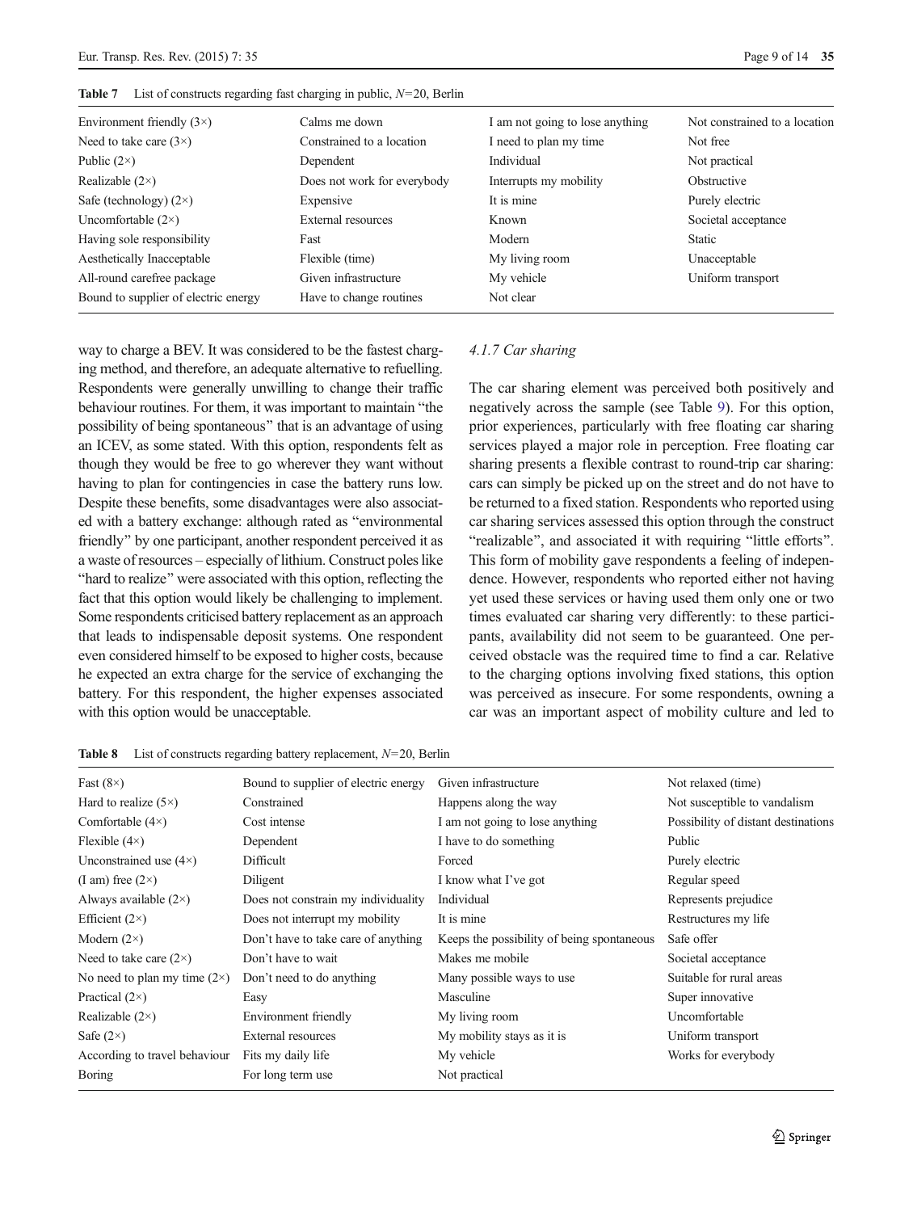**Table 7** List of constructs regarding fast charging in public, $N$=20, Berlin

| | | | |
|---|---|---|---|
| Environment friendly (3×) | Calms me down | I am not going to lose anything | Not constrained to a location |
| Need to take care (3×) | Constrained to a location | I need to plan my time | Not free |
| Public (2×) | Dependent | Individual | Not practical |
| Realizable (2×) | Does not work for everybody | Interrupts my mobility | Obstructive |
| Safe (technology) (2×) | Expensive | It is mine | Purely electric |
| Uncomfortable (2×) | External resources | Known | Societal acceptance |
| Having sole responsibility | Fast | Modern | Static |
| Aesthetically Inacceptable | Flexible (time) | My living room | Unacceptable |
| All-round carefree package | Given infrastructure | My vehicle | Uniform transport |
| Bound to supplier of electric energy | Have to change routines | Not clear | |

way to charge a BEV. It was considered to be the fastest charging method, and therefore, an adequate alternative to refuelling. Respondents were generally unwilling to change their traffic behaviour routines. For them, it was important to maintain "the possibility of being spontaneous" that is an advantage of using an ICEV, as some stated. With this option, respondents felt as though they would be free to go wherever they want without having to plan for contingencies in case the battery runs low. Despite these benefits, some disadvantages were also associated with a battery exchange: although rated as "environmental friendly" by one participant, another respondent perceived it as a waste of resources – especially of lithium. Construct poles like "hard to realize" were associated with this option, reflecting the fact that this option would likely be challenging to implement. Some respondents criticised battery replacement as an approach that leads to indispensable deposit systems. One respondent even considered himself to be exposed to higher costs, because he expected an extra charge for the service of exchanging the battery. For this respondent, the higher expenses associated with this option would be unacceptable.

### *4.1.7 Car sharing*

The car sharing element was perceived both positively and negatively across the sample (see Table 9). For this option, prior experiences, particularly with free floating car sharing services played a major role in perception. Free floating car sharing presents a flexible contrast to round-trip car sharing: cars can simply be picked up on the street and do not have to be returned to a fixed station. Respondents who reported using car sharing services assessed this option through the construct "realizable", and associated it with requiring "little efforts". This form of mobility gave respondents a feeling of independence. However, respondents who reported either not having yet used these services or having used them only one or two times evaluated car sharing very differently: to these participants, availability did not seem to be guaranteed. One perceived obstacle was the required time to find a car. Relative to the charging options involving fixed stations, this option was perceived as insecure. For some respondents, owning a car was an important aspect of mobility culture and led to

**Table 8** List of constructs regarding battery replacement, $N$=20, Berlin

| | | | |
|---|---|---|---|
| Fast (8×) | Bound to supplier of electric energy | Given infrastructure | Not relaxed (time) |
| Hard to realize (5×) | Constrained | Happens along the way | Not susceptible to vandalism |
| Comfortable (4×) | Cost intense | I am not going to lose anything | Possibility of distant destinations |
| Flexible (4×) | Dependent | I have to do something | Public |
| Unconstrained use (4×) | Difficult | Forced | Purely electric |
| (I am) free (2×) | Diligent | I know what I've got | Regular speed |
| Always available (2×) | Does not constrain my individuality | Individual | Represents prejudice |
| Efficient (2×) | Does not interrupt my mobility | It is mine | Restructures my life |
| Modern (2×) | Don't have to take care of anything | Keeps the possibility of being spontaneous | Safe offer |
| Need to take care (2×) | Don't have to wait | Makes me mobile | Societal acceptance |
| No need to plan my time (2×) | Don't need to do anything | Many possible ways to use | Suitable for rural areas |
| Practical (2×) | Easy | Masculine | Super innovative |
| Realizable (2×) | Environment friendly | My living room | Uncomfortable |
| Safe (2×) | External resources | My mobility stays as it is | Uniform transport |
| According to travel behaviour | Fits my daily life | My vehicle | Works for everybody |
| Boring | For long term use | Not practical | |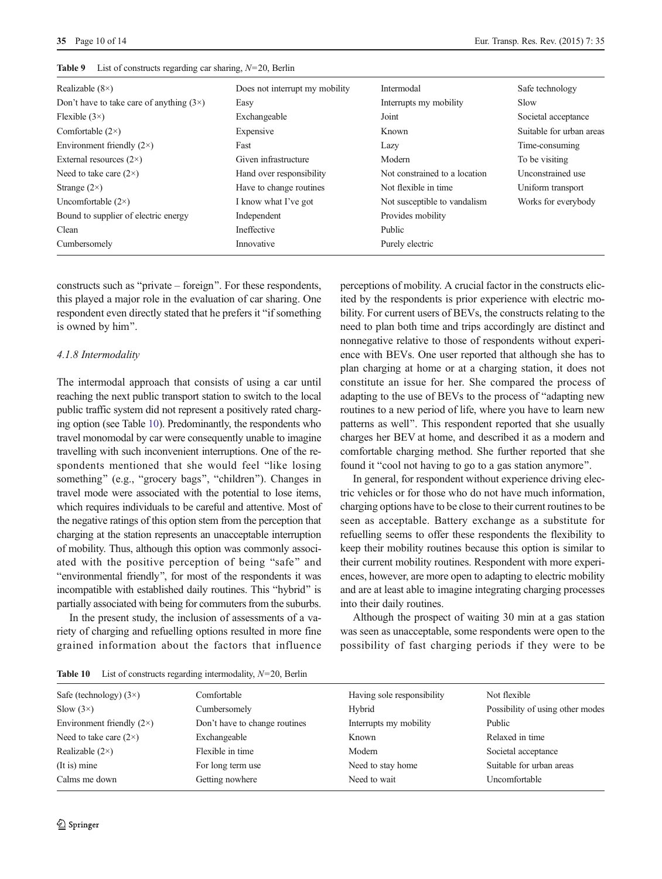**Table 9** List of constructs regarding car sharing, $N$=20, Berlin

| | | | |
|---|---|---|---|
| Realizable (8×) | Does not interrupt my mobility | Intermodal | Safe technology |
| Don't have to take care of anything (3×) | Easy | Interrupts my mobility | Slow |
| Flexible (3×) | Exchangeable | Joint | Societal acceptance |
| Comfortable (2×) | Expensive | Known | Suitable for urban areas |
| Environment friendly (2×) | Fast | Lazy | Time-consuming |
| External resources (2×) | Given infrastructure | Modern | To be visiting |
| Need to take care (2×) | Hand over responsibility | Not constrained to a location | Unconstrained use |
| Strange (2×) | Have to change routines | Not flexible in time | Uniform transport |
| Uncomfortable (2×) | I know what I've got | Not susceptible to vandalism | Works for everybody |
| Bound to supplier of electric energy | Independent | Provides mobility | |
| Clean | Ineffective | Public | |
| Cumbersomely | Innovative | Purely electric | |

constructs such as "private – foreign". For these respondents, this played a major role in the evaluation of car sharing. One respondent even directly stated that he prefers it "if something is owned by him".

#### 4.1.8 Intermodality

The intermodal approach that consists of using a car until reaching the next public transport station to switch to the local public traffic system did not represent a positively rated charging option (see Table 10). Predominantly, the respondents who travel monomodal by car were consequently unable to imagine travelling with such inconvenient interruptions. One of the respondents mentioned that she would feel "like losing something" (e.g., "grocery bags", "children"). Changes in travel mode were associated with the potential to lose items, which requires individuals to be careful and attentive. Most of the negative ratings of this option stem from the perception that charging at the station represents an unacceptable interruption of mobility. Thus, although this option was commonly associated with the positive perception of being "safe" and "environmental friendly", for most of the respondents it was incompatible with established daily routines. This "hybrid" is partially associated with being for commuters from the suburbs.

In the present study, the inclusion of assessments of a variety of charging and refuelling options resulted in more fine grained information about the factors that influence perceptions of mobility. A crucial factor in the constructs elicited by the respondents is prior experience with electric mobility. For current users of BEVs, the constructs relating to the need to plan both time and trips accordingly are distinct and nonnegative relative to those of respondents without experience with BEVs. One user reported that although she has to plan charging at home or at a charging station, it does not constitute an issue for her. She compared the process of adapting to the use of BEVs to the process of "adapting new routines to a new period of life, where you have to learn new patterns as well". This respondent reported that she usually charges her BEV at home, and described it as a modern and comfortable charging method. She further reported that she found it "cool not having to go to a gas station anymore".

In general, for respondent without experience driving electric vehicles or for those who do not have much information, charging options have to be close to their current routines to be seen as acceptable. Battery exchange as a substitute for refuelling seems to offer these respondents the flexibility to keep their mobility routines because this option is similar to their current mobility routines. Respondent with more experiences, however, are more open to adapting to electric mobility and are at least able to imagine integrating charging processes into their daily routines.

Although the prospect of waiting 30 min at a gas station was seen as unacceptable, some respondents were open to the possibility of fast charging periods if they were to be

**Table 10** List of constructs regarding intermodality, $N$=20, Berlin

| | | | |
|---|---|---|---|
| Safe (technology) (3×) | Comfortable | Having sole responsibility | Not flexible |
| Slow (3×) | Cumbersomely | Hybrid | Possibility of using other modes |
| Environment friendly (2×) | Don't have to change routines | Interrupts my mobility | Public |
| Need to take care (2×) | Exchangeable | Known | Relaxed in time |
| Realizable (2×) | Flexible in time | Modern | Societal acceptance |
| (It is) mine | For long term use | Need to stay home | Suitable for urban areas |
| Calms me down | Getting nowhere | Need to wait | Uncomfortable |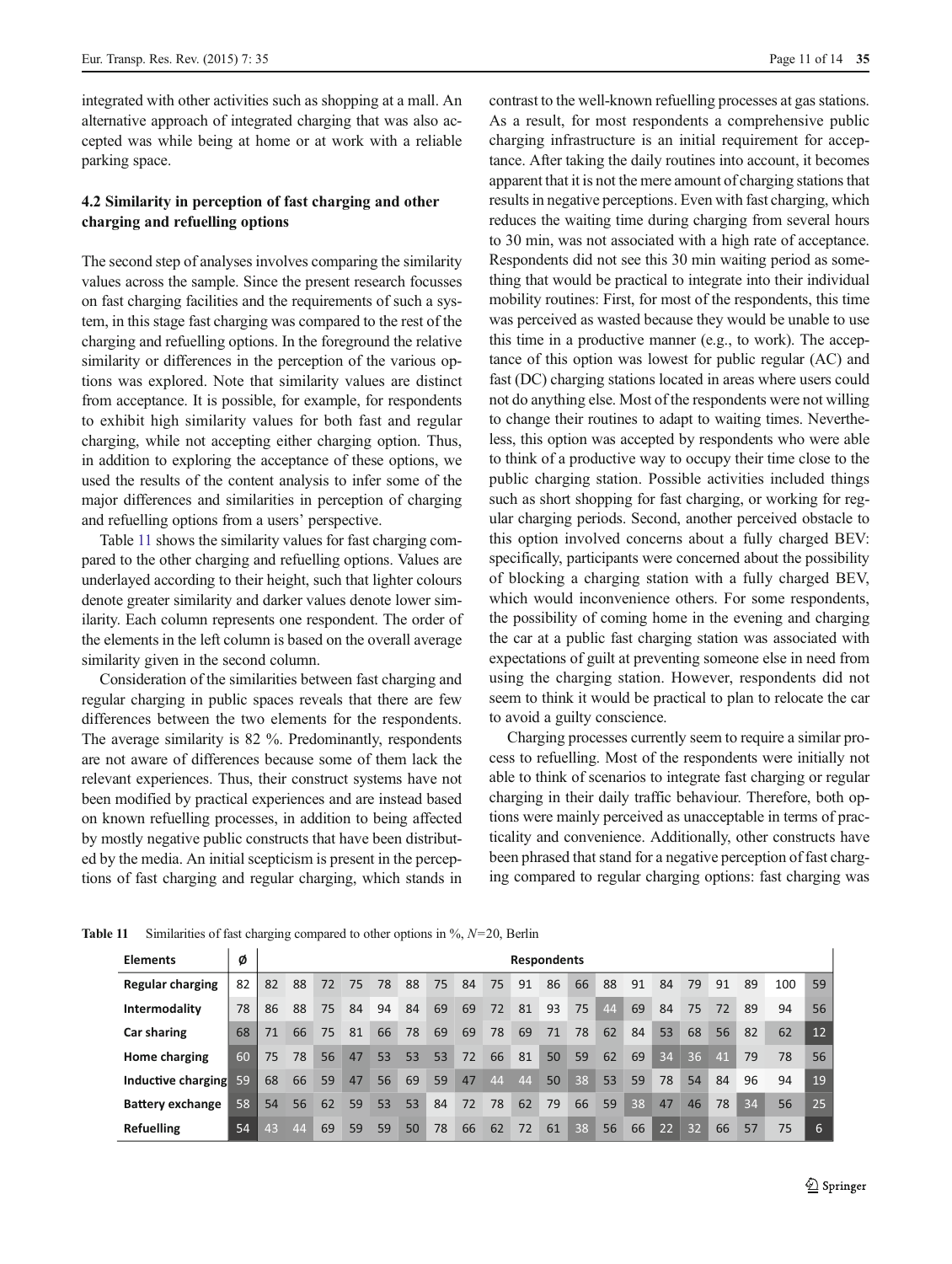integrated with other activities such as shopping at a mall. An alternative approach of integrated charging that was also accepted was while being at home or at work with a reliable parking space.

## 4.2 Similarity in perception of fast charging and other charging and refuelling options

The second step of analyses involves comparing the similarity values across the sample. Since the present research focusses on fast charging facilities and the requirements of such a system, in this stage fast charging was compared to the rest of the charging and refuelling options. In the foreground the relative similarity or differences in the perception of the various options was explored. Note that similarity values are distinct from acceptance. It is possible, for example, for respondents to exhibit high similarity values for both fast and regular charging, while not accepting either charging option. Thus, in addition to exploring the acceptance of these options, we used the results of the content analysis to infer some of the major differences and similarities in perception of charging and refuelling options from a users' perspective.

Table 11 shows the similarity values for fast charging compared to the other charging and refuelling options. Values are underlayed according to their height, such that lighter colours denote greater similarity and darker values denote lower similarity. Each column represents one respondent. The order of the elements in the left column is based on the overall average similarity given in the second column.

Consideration of the similarities between fast charging and regular charging in public spaces reveals that there are few differences between the two elements for the respondents. The average similarity is 82 %. Predominantly, respondents are not aware of differences because some of them lack the relevant experiences. Thus, their construct systems have not been modified by practical experiences and are instead based on known refuelling processes, in addition to being affected by mostly negative public constructs that have been distributed by the media. An initial scepticism is present in the perceptions of fast charging and regular charging, which stands in contrast to the well-known refuelling processes at gas stations. As a result, for most respondents a comprehensive public charging infrastructure is an initial requirement for acceptance. After taking the daily routines into account, it becomes apparent that it is not the mere amount of charging stations that results in negative perceptions. Even with fast charging, which reduces the waiting time during charging from several hours to 30 min, was not associated with a high rate of acceptance. Respondents did not see this 30 min waiting period as something that would be practical to integrate into their individual mobility routines: First, for most of the respondents, this time was perceived as wasted because they would be unable to use this time in a productive manner (e.g., to work). The acceptance of this option was lowest for public regular (AC) and fast (DC) charging stations located in areas where users could not do anything else. Most of the respondents were not willing to change their routines to adapt to waiting times. Nevertheless, this option was accepted by respondents who were able to think of a productive way to occupy their time close to the public charging station. Possible activities included things such as short shopping for fast charging, or working for regular charging periods. Second, another perceived obstacle to this option involved concerns about a fully charged BEV: specifically, participants were concerned about the possibility of blocking a charging station with a fully charged BEV, which would inconvenience others. For some respondents, the possibility of coming home in the evening and charging the car at a public fast charging station was associated with expectations of guilt at preventing someone else in need from using the charging station. However, respondents did not seem to think it would be practical to plan to relocate the car to avoid a guilty conscience.

Charging processes currently seem to require a similar process to refuelling. Most of the respondents were initially not able to think of scenarios to integrate fast charging or regular charging in their daily traffic behaviour. Therefore, both options were mainly perceived as unacceptable in terms of practicality and convenience. Additionally, other constructs have been phrased that stand for a negative perception of fast charging compared to regular charging options: fast charging was

**Table 11** Similarities of fast charging compared to other options in %, $N$=20, Berlin

| Elements | Ø | Respondents | | | | | | | | | | | | | | | | | | | |
|---|---|---|---|---|---|---|---|---|---|---|---|---|---|---|---|---|---|---|---|---|---|
| Regular charging | 82 | 82 | 88 | 72 | 75 | 78 | 88 | 75 | 84 | 75 | 91 | 86 | 66 | 88 | 91 | 84 | 79 | 91 | 89 | 100 | 59 |
| Intermodality | 78 | 86 | 88 | 75 | 84 | 94 | 84 | 69 | 69 | 72 | 81 | 93 | 75 | 44 | 69 | 84 | 75 | 72 | 89 | 94 | 56 |
| Car sharing | 68 | 71 | 66 | 75 | 81 | 66 | 78 | 69 | 69 | 78 | 69 | 71 | 78 | 62 | 84 | 53 | 68 | 56 | 82 | 62 | 12 |
| Home charging | 60 | 75 | 78 | 56 | 47 | 53 | 53 | 53 | 72 | 66 | 81 | 50 | 59 | 62 | 69 | 34 | 36 | 41 | 79 | 78 | 56 |
| Inductive charging | 59 | 68 | 66 | 59 | 47 | 56 | 69 | 59 | 47 | 44 | 44 | 50 | 38 | 53 | 59 | 78 | 54 | 84 | 96 | 94 | 19 |
| Battery exchange | 58 | 54 | 56 | 62 | 59 | 53 | 53 | 84 | 72 | 78 | 62 | 79 | 66 | 59 | 38 | 47 | 46 | 78 | 34 | 56 | 25 |
| Refuelling | 54 | 43 | 44 | 69 | 59 | 59 | 50 | 78 | 66 | 62 | 72 | 61 | 38 | 56 | 66 | 22 | 32 | 66 | 57 | 75 | 6 |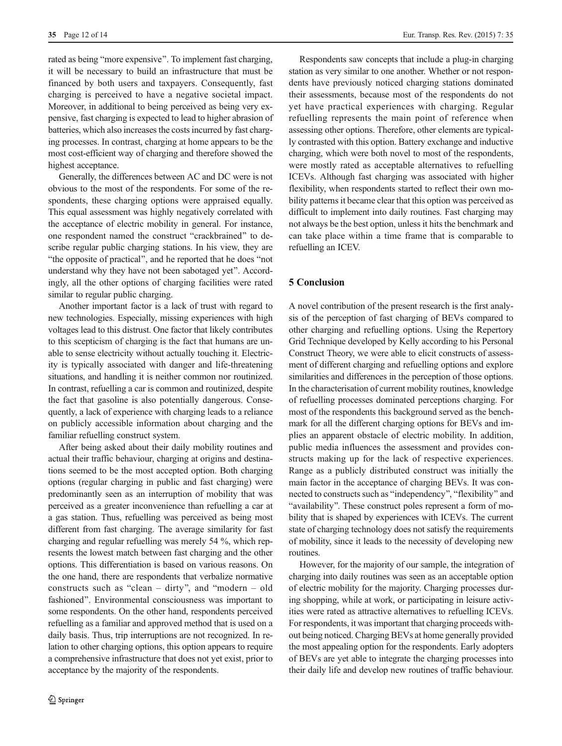rated as being "more expensive". To implement fast charging, it will be necessary to build an infrastructure that must be financed by both users and taxpayers. Consequently, fast charging is perceived to have a negative societal impact. Moreover, in additional to being perceived as being very expensive, fast charging is expected to lead to higher abrasion of batteries, which also increases the costs incurred by fast charging processes. In contrast, charging at home appears to be the most cost-efficient way of charging and therefore showed the highest acceptance.

Generally, the differences between AC and DC were is not obvious to the most of the respondents. For some of the respondents, these charging options were appraised equally. This equal assessment was highly negatively correlated with the acceptance of electric mobility in general. For instance, one respondent named the construct "crackbrained" to describe regular public charging stations. In his view, they are "the opposite of practical", and he reported that he does "not understand why they have not been sabotaged yet". Accordingly, all the other options of charging facilities were rated similar to regular public charging.

Another important factor is a lack of trust with regard to new technologies. Especially, missing experiences with high voltages lead to this distrust. One factor that likely contributes to this scepticism of charging is the fact that humans are unable to sense electricity without actually touching it. Electricity is typically associated with danger and life-threatening situations, and handling it is neither common nor routinized. In contrast, refuelling a car is common and routinized, despite the fact that gasoline is also potentially dangerous. Consequently, a lack of experience with charging leads to a reliance on publicly accessible information about charging and the familiar refuelling construct system.

After being asked about their daily mobility routines and actual their traffic behaviour, charging at origins and destinations seemed to be the most accepted option. Both charging options (regular charging in public and fast charging) were predominantly seen as an interruption of mobility that was perceived as a greater inconvenience than refuelling a car at a gas station. Thus, refuelling was perceived as being most different from fast charging. The average similarity for fast charging and regular refuelling was merely 54 %, which represents the lowest match between fast charging and the other options. This differentiation is based on various reasons. On the one hand, there are respondents that verbalize normative constructs such as "clean – dirty", and "modern – old fashioned". Environmental consciousness was important to some respondents. On the other hand, respondents perceived refuelling as a familiar and approved method that is used on a daily basis. Thus, trip interruptions are not recognized. In relation to other charging options, this option appears to require a comprehensive infrastructure that does not yet exist, prior to acceptance by the majority of the respondents.

Respondents saw concepts that include a plug-in charging station as very similar to one another. Whether or not respondents have previously noticed charging stations dominated their assessments, because most of the respondents do not yet have practical experiences with charging. Regular refuelling represents the main point of reference when assessing other options. Therefore, other elements are typically contrasted with this option. Battery exchange and inductive charging, which were both novel to most of the respondents, were mostly rated as acceptable alternatives to refuelling ICEVs. Although fast charging was associated with higher flexibility, when respondents started to reflect their own mobility patterns it became clear that this option was perceived as difficult to implement into daily routines. Fast charging may not always be the best option, unless it hits the benchmark and can take place within a time frame that is comparable to refuelling an ICEV.

## 5 Conclusion

A novel contribution of the present research is the first analysis of the perception of fast charging of BEVs compared to other charging and refuelling options. Using the Repertory Grid Technique developed by Kelly according to his Personal Construct Theory, we were able to elicit constructs of assessment of different charging and refuelling options and explore similarities and differences in the perception of those options. In the characterisation of current mobility routines, knowledge of refuelling processes dominated perceptions charging. For most of the respondents this background served as the benchmark for all the different charging options for BEVs and implies an apparent obstacle of electric mobility. In addition, public media influences the assessment and provides constructs making up for the lack of respective experiences. Range as a publicly distributed construct was initially the main factor in the acceptance of charging BEVs. It was connected to constructs such as "independency", "flexibility" and "availability". These construct poles represent a form of mobility that is shaped by experiences with ICEVs. The current state of charging technology does not satisfy the requirements of mobility, since it leads to the necessity of developing new routines.

However, for the majority of our sample, the integration of charging into daily routines was seen as an acceptable option of electric mobility for the majority. Charging processes during shopping, while at work, or participating in leisure activities were rated as attractive alternatives to refuelling ICEVs. For respondents, it was important that charging proceeds without being noticed. Charging BEVs at home generally provided the most appealing option for the respondents. Early adopters of BEVs are yet able to integrate the charging processes into their daily life and develop new routines of traffic behaviour.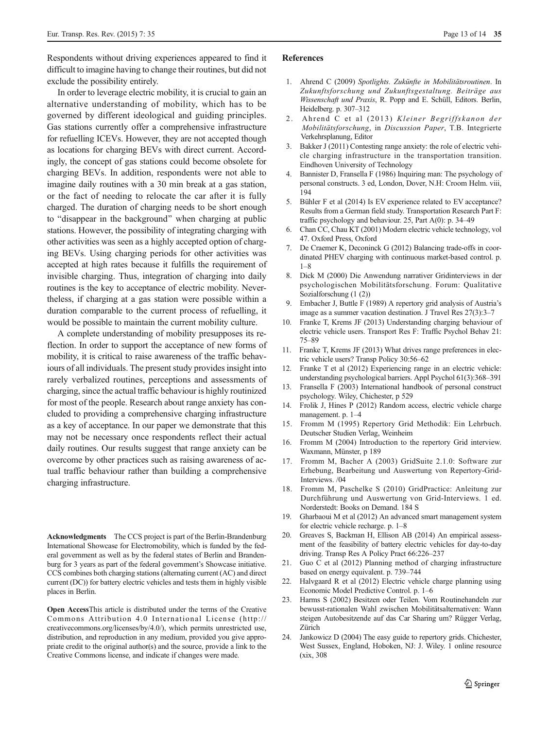Respondents without driving experiences appeared to find it difficult to imagine having to change their routines, but did not exclude the possibility entirely.

In order to leverage electric mobility, it is crucial to gain an alternative understanding of mobility, which has to be governed by different ideological and guiding principles. Gas stations currently offer a comprehensive infrastructure for refuelling ICEVs. However, they are not accepted though as locations for charging BEVs with direct current. Accordingly, the concept of gas stations could become obsolete for charging BEVs. In addition, respondents were not able to imagine daily routines with a 30 min break at a gas station, or the fact of needing to relocate the car after it is fully charged. The duration of charging needs to be short enough to "disappear in the background" when charging at public stations. However, the possibility of integrating charging with other activities was seen as a highly accepted option of charging BEVs. Using charging periods for other activities was accepted at high rates because it fulfills the requirement of invisible charging. Thus, integration of charging into daily routines is the key to acceptance of electric mobility. Nevertheless, if charging at a gas station were possible within a duration comparable to the current process of refuelling, it would be possible to maintain the current mobility culture.

A complete understanding of mobility presupposes its reflection. In order to support the acceptance of new forms of mobility, it is critical to raise awareness of the traffic behaviours of all individuals. The present study provides insight into rarely verbalized routines, perceptions and assessments of charging, since the actual traffic behaviour is highly routinized for most of the people. Research about range anxiety has concluded to providing a comprehensive charging infrastructure as a key of acceptance. In our paper we demonstrate that this may not be necessary once respondents reflect their actual daily routines. Our results suggest that range anxiety can be overcome by other practices such as raising awareness of actual traffic behaviour rather than building a comprehensive charging infrastructure.

**Acknowledgments** The CCS project is part of the Berlin-Brandenburg International Showcase for Electromobility, which is funded by the federal government as well as by the federal states of Berlin and Brandenburg for 3 years as part of the federal government's Showcase initiative. CCS combines both charging stations (alternating current (AC) and direct current (DC)) for battery electric vehicles and tests them in highly visible places in Berlin.

**Open Access** This article is distributed under the terms of the Creative Commons Attribution 4.0 International License (http://creativecommons.org/licenses/by/4.0/), which permits unrestricted use, distribution, and reproduction in any medium, provided you give appropriate credit to the original author(s) and the source, provide a link to the Creative Commons license, and indicate if changes were made.

## References

1. Ahrend C (2009) *Spotlights. Zukünfte in Mobilitätsroutinen*. In *Zukunftsforschung und Zukunftsgestaltung. Beiträge aus Wissenschaft und Praxis*, R. Popp and E. Schüll, Editors. Berlin, Heidelberg. p. 307–312
2. Ahrend C et al (2013) *Kleiner Begriffskanon der Mobilitätsforschung*, in *Discussion Paper*, T.B. Integrierte Verkehrsplanung, Editor
3. Bakker J (2011) Contesting range anxiety: the role of electric vehicle charging infrastructure in the transportation transition. Eindhoven University of Technology
4. Bannister D, Fransella F (1986) Inquiring man: The psychology of personal constructs. 3 ed, London, Dover, N.H: Croom Helm. viii, 194
5. Bühler F et al (2014) Is EV experience related to EV acceptance? Results from a German field study. Transportation Research Part F: traffic psychology and behaviour. 25, Part A(0): p. 34–49
6. Chan CC, Chau KT (2001) Modern electric vehicle technology, vol 47. Oxford Press, Oxford
7. De Craemer K, Deconinck G (2012) Balancing trade-offs in coordinated PHEV charging with continuous market-based control. p. 1–8
8. Dick M (2000) Die Anwendung narrativer Gridinterviews in der psychologischen Mobilitätsforschung. Forum: Qualitative Sozialforschung (1 (2))
9. Embacher J, Buttle F (1989) A repertory grid analysis of Austria's image as a summer vacation destination. J Travel Res 27(3):3–7
10. Franke T, Krems JF (2013) Understanding charging behaviour of electric vehicle users. Transport Res F: Traffic Psychol Behav 21: 75–89
11. Franke T, Krems JF (2013) What drives range preferences in electric vehicle users? Transp Policy 30:56–62
12. Franke T et al (2012) Experiencing range in an electric vehicle: understanding psychological barriers. Appl Psychol 61(3):368–391
13. Fransella F (2003) International handbook of personal construct psychology. Wiley, Chichester, p 529
14. Frolik J, Hines P (2012) Random access, electric vehicle charge management. p. 1–4
15. Fromm M (1995) Repertory Grid Methodik: Ein Lehrbuch. Deutscher Studien Verlag, Weinheim
16. Fromm M (2004) Introduction to the repertory Grid interview. Waxmann, Münster, p 189
17. Fromm M, Bacher A (2003) GridSuite 2.1.0: Software zur Erhebung, Bearbeitung und Auswertung von Repertory-Grid-Interviews. /04
18. Fromm M, Paschelke S (2010) GridPractice: Anleitung zur Durchführung und Auswertung von Grid-Interviews. 1 ed. Norderstedt: Books on Demand. 184 S
19. Gharbaoui M et al (2012) An advanced smart management system for electric vehicle recharge. p. 1–8
20. Greaves S, Backman H, Ellison AB (2014) An empirical assessment of the feasibility of battery electric vehicles for day-to-day driving. Transp Res A Policy Pract 66:226–237
21. Guo C et al (2012) Planning method of charging infrastructure based on energy equivalent. p. 739–744
22. Halvgaard R et al (2012) Electric vehicle charge planning using Economic Model Predictive Control. p. 1–6
23. Harms S (2002) Besitzen oder Teilen. Vom Routinehandeln zur bewusst-rationalen Wahl zwischen Mobilitätsalternativen: Wann steigen Autobesitzende auf das Car Sharing um? Rügger Verlag, Zürich
24. Jankowicz D (2004) The easy guide to repertory grids. Chichester, West Sussex, England, Hoboken, NJ: J. Wiley. 1 online resource (xix, 308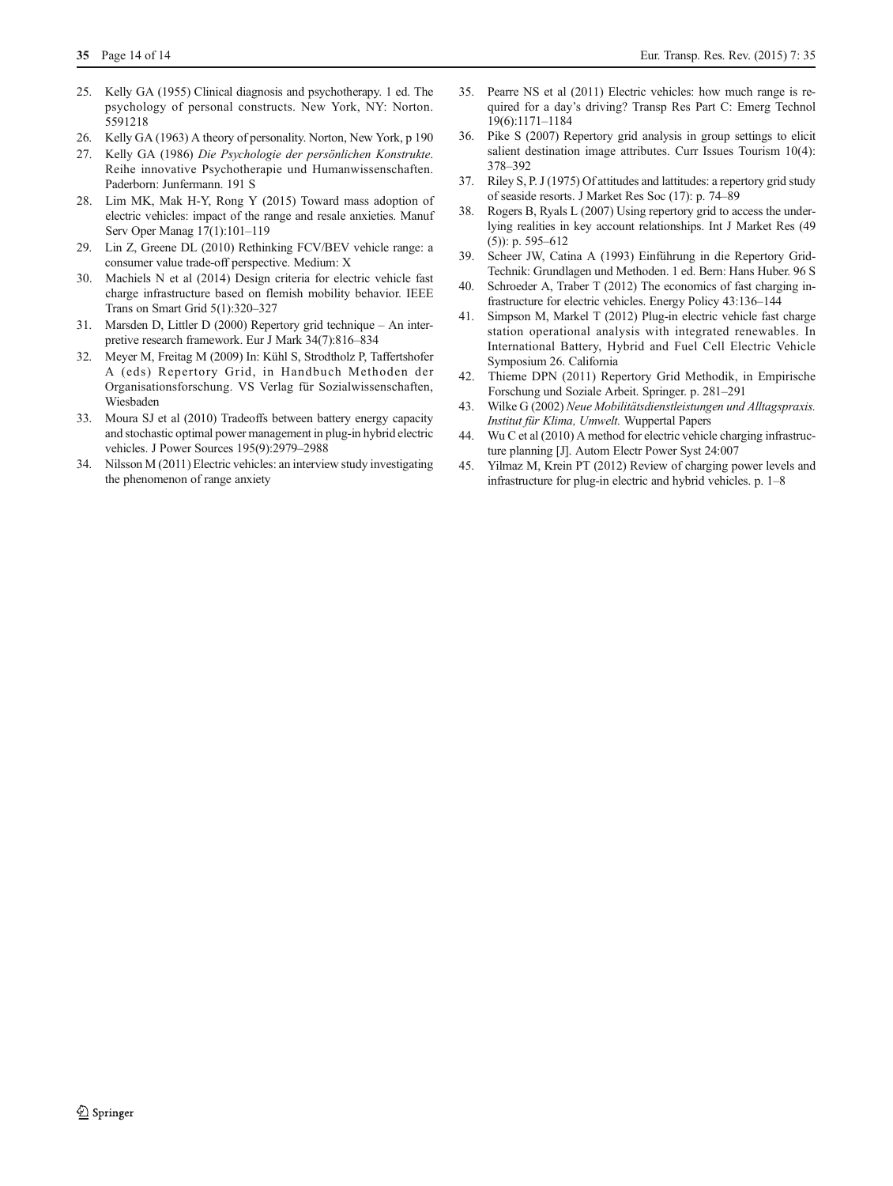25. Kelly GA (1955) Clinical diagnosis and psychotherapy. 1 ed. The psychology of personal constructs. New York, NY: Norton. 5591218
26. Kelly GA (1963) A theory of personality. Norton, New York, p 190
27. Kelly GA (1986) *Die Psychologie der persönlichen Konstrukte*. Reihe innovative Psychotherapie und Humanwissenschaften. Paderborn: Junfermann. 191 S
28. Lim MK, Mak H-Y, Rong Y (2015) Toward mass adoption of electric vehicles: impact of the range and resale anxieties. Manuf Serv Oper Manag 17(1):101–119
29. Lin Z, Greene DL (2010) Rethinking FCV/BEV vehicle range: a consumer value trade-off perspective. Medium: X
30. Machiels N et al (2014) Design criteria for electric vehicle fast charge infrastructure based on flemish mobility behavior. IEEE Trans on Smart Grid 5(1):320–327
31. Marsden D, Littler D (2000) Repertory grid technique – An interpretive research framework. Eur J Mark 34(7):816–834
32. Meyer M, Freitag M (2009) In: Kühl S, Strodtholz P, Taffertshofer A (eds) Repertory Grid, in Handbuch Methoden der Organisationsforschung. VS Verlag für Sozialwissenschaften, Wiesbaden
33. Moura SJ et al (2010) Tradeoffs between battery energy capacity and stochastic optimal power management in plug-in hybrid electric vehicles. J Power Sources 195(9):2979–2988
34. Nilsson M (2011) Electric vehicles: an interview study investigating the phenomenon of range anxiety
35. Pearre NS et al (2011) Electric vehicles: how much range is required for a day's driving? Transp Res Part C: Emerg Technol 19(6):1171–1184
36. Pike S (2007) Repertory grid analysis in group settings to elicit salient destination image attributes. Curr Issues Tourism 10(4): 378–392
37. Riley S, P. J (1975) Of attitudes and lattitudes: a repertory grid study of seaside resorts. J Market Res Soc (17): p. 74–89
38. Rogers B, Ryals L (2007) Using repertory grid to access the underlying realities in key account relationships. Int J Market Res (49 (5)): p. 595–612
39. Scheer JW, Catina A (1993) Einführung in die Repertory Grid-Technik: Grundlagen und Methoden. 1 ed. Bern: Hans Huber. 96 S
40. Schroeder A, Traber T (2012) The economics of fast charging infrastructure for electric vehicles. Energy Policy 43:136–144
41. Simpson M, Markel T (2012) Plug-in electric vehicle fast charge station operational analysis with integrated renewables. In International Battery, Hybrid and Fuel Cell Electric Vehicle Symposium 26. California
42. Thieme DPN (2011) Repertory Grid Methodik, in Empirische Forschung und Soziale Arbeit. Springer. p. 281–291
43. Wilke G (2002) *Neue Mobilitätsdienstleistungen und Alltagspraxis. Institut für Klima, Umwelt.* Wuppertal Papers
44. Wu C et al (2010) A method for electric vehicle charging infrastructure planning [J]. Autom Electr Power Syst 24:007
45. Yilmaz M, Krein PT (2012) Review of charging power levels and infrastructure for plug-in electric and hybrid vehicles. p. 1–8